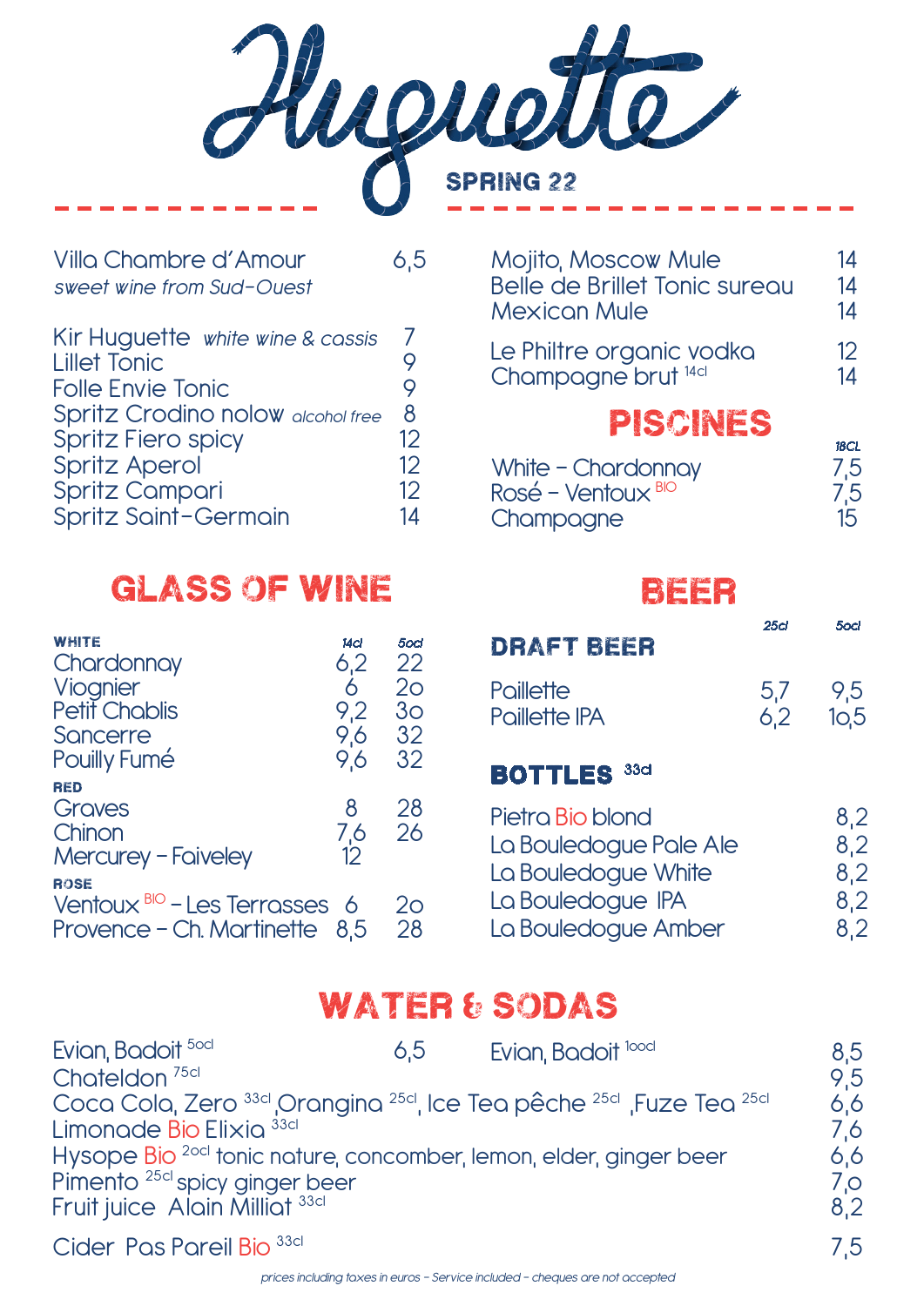# Huguette

SPRING 22

| | |
|---|---|
| Villa Chambre d'Amour<br>*sweet wine from Sud-Ouest* | 6,5 |

| | |
|---|---|
| Kir Huguette *white wine & cassis* | 7 |
| Lillet Tonic | 9 |
| Folle Envie Tonic | 9 |
| Spritz Crodino nolow *alcohol free* | 8 |
| Spritz Fiero spicy | 12 |
| Spritz Aperol | 12 |
| Spritz Campari | 12 |
| Spritz Saint-Germain | 14 |

| | |
|---|---|
| Mojito, Moscow Mule | 14 |
| Belle de Brillet Tonic sureau | 14 |
| Mexican Mule | 14 |

| | |
|---|---|
| Le Philtre organic vodka | 12 |
| Champagne brut 14cl | 14 |

## PISCINES

| | 18CL |
|---|---|
| White - Chardonnay | 7,5 |
| Rosé - Ventoux BIO | 7,5 |
| Champagne | 15 |

## GLASS OF WINE

| | 14cl | 50cl |
|---|---|---|
| **WHITE** | | |
| Chardonnay | 6,2 | 22 |
| Viognier | 6 | 20 |
| Petit Chablis | 9,2 | 30 |
| Sancerre | 9,6 | 32 |
| Pouilly Fumé | 9,6 | 32 |
| **RED** | | |
| Graves | 8 | 28 |
| Chinon | 7,6 | 26 |
| Mercurey - Faiveley | 12 | |
| **ROSE** | | |
| Ventoux BIO - Les Terrasses | 6 | 20 |
| Provence - Ch. Martinette | 8,5 | 28 |

## BEER

| DRAFT BEER | 25cl | 50cl |
|---|---|---|
| Paillette | 5,7 | 9,5 |
| Paillette IPA | 6,2 | 10,5 |

| BOTTLES 33cl | |
|---|---|
| Pietra Bio blond | 8,2 |
| La Bouledogue Pale Ale | 8,2 |
| La Bouledogue White | 8,2 |
| La Bouledogue IPA | 8,2 |
| La Bouledogue Amber | 8,2 |

## WATER & SODAS

| | |
|---|---|
| Evian, Badoit 50cl | 6,5 |
| Evian, Badoit 100cl | 8,5 |
| Chateldon 75cl | 9,5 |
| Coca Cola, Zero 33cl, Orangina 25cl, Ice Tea pêche 25cl, Fuze Tea 25cl | 6,6 |
| Limonade Bio Elixia 33cl | 7,6 |
| Hysope Bio 20cl tonic nature, concomber, lemon, elder, ginger beer | 6,6 |
| Pimento 25cl spicy ginger beer | 7,0 |
| Fruit juice Alain Milliat 33cl | 8,2 |
| Cider Pas Pareil Bio 33cl | 7,5 |

*prices including taxes in euros - Service included - cheques are not accepted*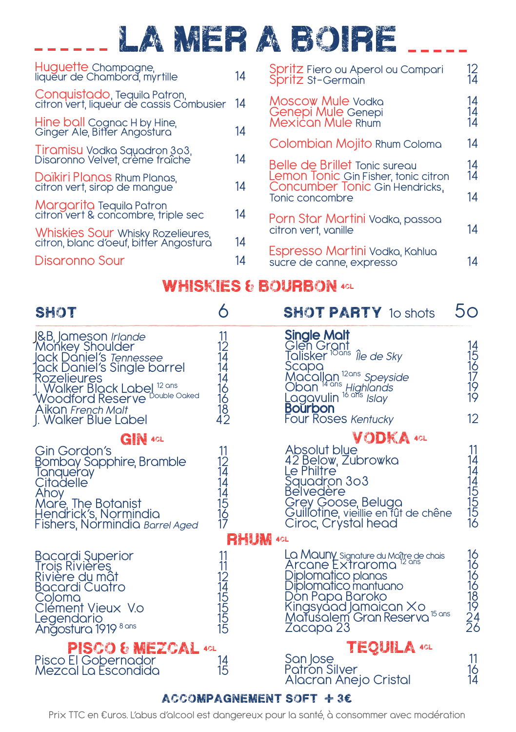# LA MER A BOIRE

| Cocktail | Prix |
| --- | --- |
| Huguette Champagne, liqueur de Chambord, myrtille | 14 |
| Conquistado, Tequila Patron, citron vert, liqueur de cassis Combusier | 14 |
| Hine ball Cognac H by Hine, Ginger Ale, Bitter Angostura | 14 |
| Tiramisu Vodka Squadron 3o3, Disaronno Velvet, crème fraîche | 14 |
| Daïkiri Planas Rhum Planas, citron vert, sirop de mangue | 14 |
| Margarita Tequila Patron citron vert & concombre, triple sec | 14 |
| Whiskies Sour Whisky Rozelieures, citron, blanc d'oeuf, bitter Angostura | 14 |
| Disaronno Sour | 14 |
| Spritz Fiero ou Aperol ou Campari | 12 |
| Spritz St-Germain | 14 |
| Moscow Mule Vodka | 14 |
| Genepi Mule Genepi | 14 |
| Mexican Mule Rhum | 14 |
| Colombian Mojito Rhum Coloma | 14 |
| Belle de Brillet Tonic sureau | 14 |
| Lemon Tonic Gin Fisher, tonic citron | 14 |
| Concumber Tonic Gin Hendricks, Tonic concombre | 14 |
| Porn Star Martini Vodka, passoa citron vert, vanille | 14 |
| Espresso Martini Vodka, Kahlua sucre de canne, expresso | 14 |

## WHISKIES & BOURBON 4CL

**SHOT** 6

**SHOT PARTY** 1o shots 5o

| Whisky | Prix |
| --- | --- |
| J&B, Jameson *Irlande* | 11 |
| Monkey Shoulder | 12 |
| Jack Daniel's *Tennessee* | 14 |
| Jack Daniel's Single barrel | 14 |
| Rozelieures | 14 |
| J. Walker Black Label 12 ans | 16 |
| Woodford Reserve Double Oaked | 16 |
| Aikan *French Malt* | 18 |
| J. Walker Blue Label | 42 |

**Single Malt**

| Whisky | Prix |
| --- | --- |
| Glen Grant | 14 |
| Talisker 10ans *Île de Sky* | 15 |
| Scapa | 16 |
| Macallan 12ans *Speyside* | 17 |
| Oban 14 ans *Highlands* | 19 |
| Lagavulin 16 ans *Islay* | 19 |

**Bourbon**

| Bourbon | Prix |
| --- | --- |
| Four Roses *Kentucky* | 12 |

## GIN 4CL

| Gin | Prix |
| --- | --- |
| Gin Gordon's | 11 |
| Bombay Sapphire, Bramble | 12 |
| Tanqueray | 14 |
| Citadelle | 14 |
| Ahoy | 14 |
| Mare, The Botanist | 15 |
| Hendrick's, Normindia | 16 |
| Fishers, Normindia *Barrel Aged* | 17 |

## VODKA 4CL

| Vodka | Prix |
| --- | --- |
| Absolut blue | 11 |
| 42 Below, Zubrowka | 14 |
| Le Philtre | 14 |
| Squadron 3o3 | 14 |
| Belvedère | 15 |
| Grey Goose, Beluga | 15 |
| Guillotine, vieillie en fût de chêne | 15 |
| Ciroc, Crystal head | 16 |

## RHUM 4CL

| Rhum | Prix |
| --- | --- |
| Bacardi Superior | 11 |
| Trois Rivières | 11 |
| Rivière du mât | 12 |
| Bacardi Cuatro | 14 |
| Coloma | 15 |
| Clément Vieux V.o | 15 |
| Legendario | 15 |
| Angostura 1919 8 ans | 15 |
| La Mauny Signature du Maître de chais | 16 |
| Arcane Extraroma 12 ans | 16 |
| Diplomatico planas | 16 |
| Diplomatico mantuano | 16 |
| Don Papa Baroko | 18 |
| Kingsyaad Jamaican Xo | 19 |
| Matusalem Gran Reserva 15 ans | 24 |
| Zacapa 23 | 26 |

## PISCO & MEZCAL 4CL

| Pisco & Mezcal | Prix |
| --- | --- |
| Pisco El Gobernador | 14 |
| Mezcal La Escondida | 15 |

## TEQUILA 4CL

| Tequila | Prix |
| --- | --- |
| San Jose | 11 |
| Patron Silver | 16 |
| Alacran Anejo Cristal | 14 |

**ACCOMPAGNEMENT SOFT + 3€**

Prix TTC en €uros. L'abus d'alcool est dangereux pour la santé, à consommer avec modération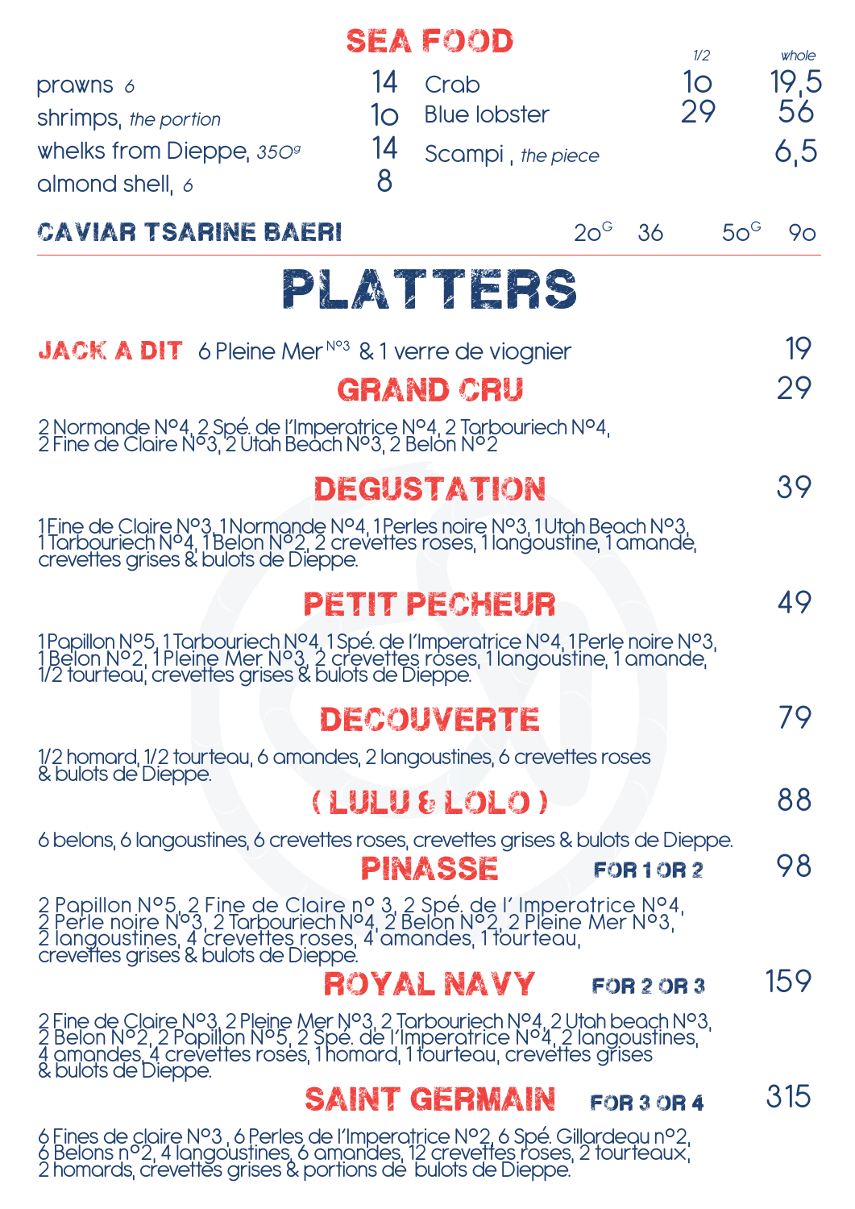# SEA FOOD

| | |
|---|---|
| prawns *6* | 14 |
| shrimps, *the portion* | 1o |
| whelks from Dieppe, *350g* | 14 |
| almond shell, *6* | 8 |

| | *1/2* | *whole* |
|---|---|---|
| Crab | 1o | 19,5 |
| Blue lobster | 29 | 56 |
| Scampi , *the piece* | | 6,5 |

**CAVIAR TSARINE BAERI** 2oG 36 5oG 9o

# PLATTERS

**JACK A DIT** 6 Pleine Mer N°3 & 1 verre de viognier — 19

## GRAND CRU — 29

2 Normande N°4, 2 Spé. de l'Imperatrice N°4, 2 Tarbouriech N°4, 2 Fine de Claire N°3, 2 Utah Beach N°3, 2 Belon N°2

## DEGUSTATION — 39

1 Fine de Claire N°3, 1 Normande N°4, 1 Perles noire N°3, 1 Utah Beach N°3, 1 Tarbouriech N°4, 1 Belon N°2, 2 crevettes roses, 1 langoustine, 1 amande, crevettes grises & bulots de Dieppe.

## PETIT PECHEUR — 49

1 Papillon N°5, 1 Tarbouriech N°4, 1 Spé. de l'Imperatrice N°4, 1 Perle noire N°3, 1 Belon N°2, 1 Pleine Mer N°3, 2 crevettes roses, 1 langoustine, 1 amande, 1/2 tourteau, crevettes grises & bulots de Dieppe.

## DECOUVERTE — 79

1/2 homard, 1/2 tourteau, 6 amandes, 2 langoustines, 6 crevettes roses & bulots de Dieppe.

## ( LULU & LOLO ) — 88

6 belons, 6 langoustines, 6 crevettes roses, crevettes grises & bulots de Dieppe.

## PINASSE — FOR 1 OR 2 — 98

2 Papillon N°5, 2 Fine de Claire n° 3, 2 Spé. de l' Imperatrice N°4, 2 Perle noire N°3, 2 Tarbouriech N°4, 2 Belon N°2, 2 Pleine Mer N°3, 2 langoustines, 4 crevettes roses, 4 amandes, 1 tourteau, crevettes grises & bulots de Dieppe.

## ROYAL NAVY — FOR 2 OR 3 — 159

2 Fine de Claire N°3, 2 Pleine Mer N°3, 2 Tarbouriech N°4, 2 Utah beach N°3, 2 Belon N°2, 2 Papillon N°5, 2 Spé. de l'Imperatrice N°4, 2 langoustines, 4 amandes, 4 crevettes roses, 1 homard, 1 tourteau, crevettes grises & bulots de Dieppe.

## SAINT GERMAIN — FOR 3 OR 4 — 315

6 Fines de claire N°3 , 6 Perles de l'Imperatrice N°2, 6 Spé. Gillardeau n°2, 6 Belons n°2, 4 langoustines, 6 amandes, 12 crevettes roses, 2 tourteaux, 2 homards, crevettes grises & portions de bulots de Dieppe.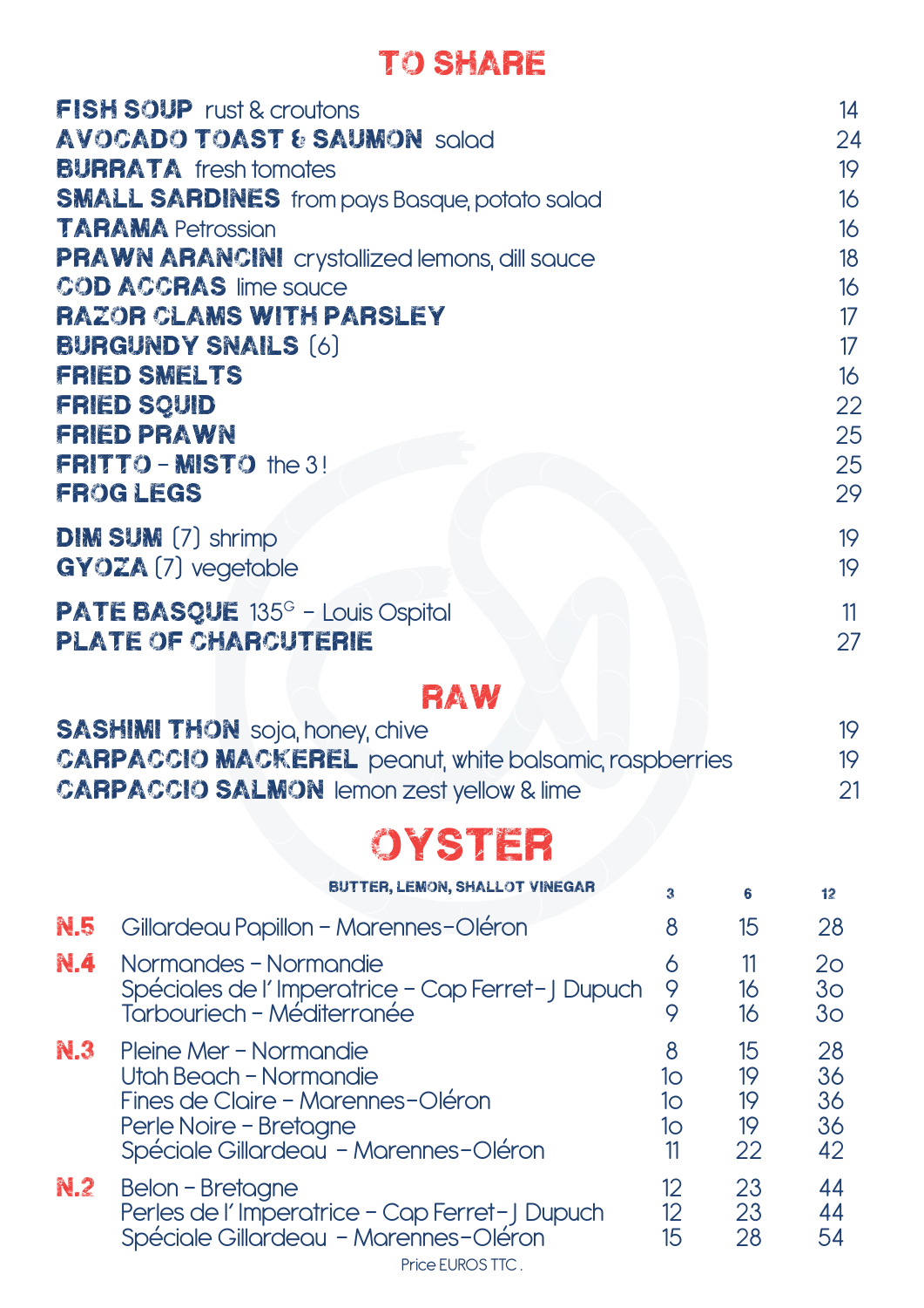# TO SHARE

| | |
|---|---|
| **FISH SOUP** rust & croutons | 14 |
| **AVOCADO TOAST & SAUMON** salad | 24 |
| **BURRATA** fresh tomates | 19 |
| **SMALL SARDINES** from pays Basque, potato salad | 16 |
| **TARAMA** Petrossian | 16 |
| **PRAWN ARANCINI** crystallized lemons, dill sauce | 18 |
| **COD ACCRAS** lime sauce | 16 |
| **RAZOR CLAMS WITH PARSLEY** | 17 |
| **BURGUNDY SNAILS** (6) | 17 |
| **FRIED SMELTS** | 16 |
| **FRIED SQUID** | 22 |
| **FRIED PRAWN** | 25 |
| **FRITTO - MISTO** the 3 ! | 25 |
| **FROG LEGS** | 29 |
| **DIM SUM** (7) shrimp | 19 |
| **GYOZA** (7) vegetable | 19 |
| **PATE BASQUE** 135G - Louis Ospital | 11 |
| **PLATE OF CHARCUTERIE** | 27 |

# RAW

| | |
|---|---|
| **SASHIMI THON** soja, honey, chive | 19 |
| **CARPACCIO MACKEREL** peanut, white balsamic, raspberries | 19 |
| **CARPACCIO SALMON** lemon zest yellow & lime | 21 |

# OYSTER

**BUTTER, LEMON, SHALLOT VINEGAR**

| | | 3 | 6 | 12 |
|---|---|---|---|---|
| **N.5** | Gillardeau Papillon - Marennes-Oléron | 8 | 15 | 28 |
| **N.4** | Normandes - Normandie | 6 | 11 | 2o |
| | Spéciales de l' Imperatrice - Cap Ferret- J Dupuch | 9 | 16 | 3o |
| | Tarbouriech - Méditerranée | 9 | 16 | 3o |
| **N.3** | Pleine Mer - Normandie | 8 | 15 | 28 |
| | Utah Beach - Normandie | 1o | 19 | 36 |
| | Fines de Claire - Marennes-Oléron | 1o | 19 | 36 |
| | Perle Noire - Bretagne | 1o | 19 | 36 |
| | Spéciale Gillardeau - Marennes-Oléron | 11 | 22 | 42 |
| **N.2** | Belon - Bretagne | 12 | 23 | 44 |
| | Perles de l' Imperatrice - Cap Ferret- J Dupuch | 12 | 23 | 44 |
| | Spéciale Gillardeau - Marennes-Oléron | 15 | 28 | 54 |

Price EUROS TTC .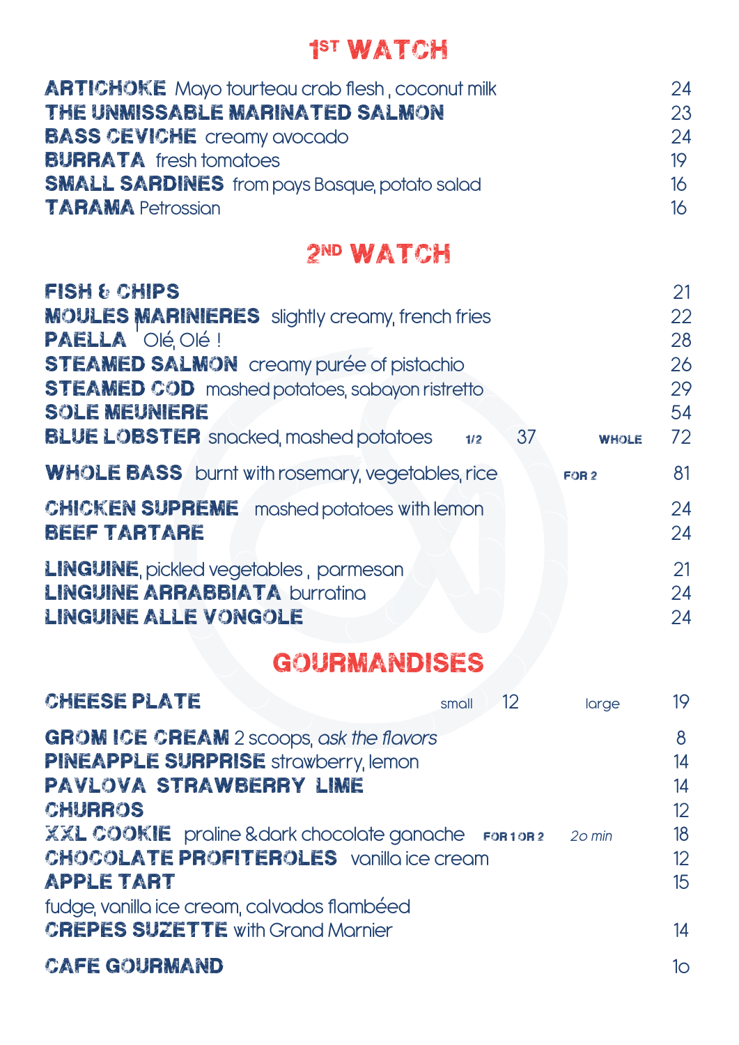## 1ST WATCH

| | |
|---|---|
| **ARTICHOKE** Mayo tourteau crab flesh , coconut milk | 24 |
| **THE UNMISSABLE MARINATED SALMON** | 23 |
| **BASS CEVICHE** creamy avocado | 24 |
| **BURRATA** fresh tomatoes | 19 |
| **SMALL SARDINES** from pays Basque, potato salad | 16 |
| **TARAMA** Petrossian | 16 |

## 2ND WATCH

| | | | | |
|---|---|---|---|---|
| **FISH & CHIPS** | | | | 21 |
| **MOULES MARINIERES** slightly creamy, french fries | | | | 22 |
| **PAELLA** Olé, Olé ! | | | | 28 |
| **STEAMED SALMON** creamy purée of pistachio | | | | 26 |
| **STEAMED COD** mashed potatoes, sabayon ristretto | | | | 29 |
| **SOLE MEUNIERE** | | | | 54 |
| **BLUE LOBSTER** snacked, mashed potatoes | 1/2 | 37 | WHOLE | 72 |
| **WHOLE BASS** burnt with rosemary, vegetables, rice | | | FOR 2 | 81 |
| **CHICKEN SUPREME** mashed potatoes with lemon | | | | 24 |
| **BEEF TARTARE** | | | | 24 |
| **LINGUINE**, pickled vegetables , parmesan | | | | 21 |
| **LINGUINE ARRABBIATA** burratina | | | | 24 |
| **LINGUINE ALLE VONGOLE** | | | | 24 |

## GOURMANDISES

| | | | | |
|---|---|---|---|---|
| **CHEESE PLATE** | small | 12 | large | 19 |
| **GROM ICE CREAM** 2 scoops, *ask the flavors* | | | | 8 |
| **PINEAPPLE SURPRISE** strawberry, lemon | | | | 14 |
| **PAVLOVA STRAWBERRY LIME** | | | | 14 |
| **CHURROS** | | | | 12 |
| **XXL COOKIE** praline &dark chocolate ganache | FOR 1 OR 2 | | *20 min* | 18 |
| **CHOCOLATE PROFITEROLES** vanilla ice cream | | | | 12 |
| **APPLE TART** fudge, vanilla ice cream, calvados flambéed | | | | 15 |
| **CREPES SUZETTE** with Grand Marnier | | | | 14 |
| **CAFE GOURMAND** | | | | 10 |